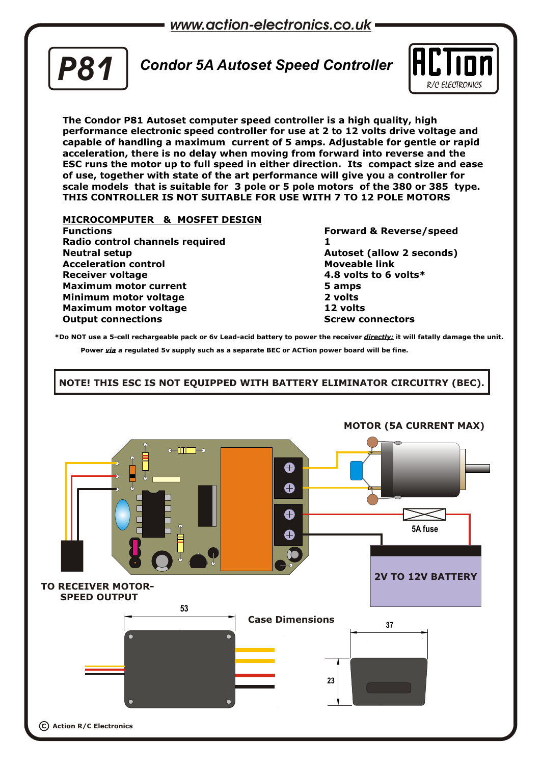www.action-electronics.co.uk

# P81

## Condor 5A Autoset Speed Controller

ACTion R/C ELECTRONICS

**The Condor P81 Autoset computer speed controller is a high quality, high performance electronic speed controller for use at 2 to 12 volts drive voltage and capable of handling a maximum current of 5 amps. Adjustable for gentle or rapid acceleration, there is no delay when moving from forward into reverse and the ESC runs the motor up to full speed in either direction. Its compact size and ease of use, together with state of the art performance will give you a controller for scale models that is suitable for 3 pole or 5 pole motors of the 380 or 385 type. THIS CONTROLLER IS NOT SUITABLE FOR USE WITH 7 TO 12 POLE MOTORS**

**MICROCOMPUTER & MOSFET DESIGN**

| | |
|---|---|
| **Functions** | **Forward & Reverse/speed** |
| **Radio control channels required** | **1** |
| **Neutral setup** | **Autoset (allow 2 seconds)** |
| **Acceleration control** | **Moveable link** |
| **Receiver voltage** | **4.8 volts to 6 volts*** |
| **Maximum motor current** | **5 amps** |
| **Minimum motor voltage** | **2 volts** |
| **Maximum motor voltage** | **12 volts** |
| **Output connections** | **Screw connectors** |

**\*Do NOT use a 5-cell rechargeable pack or 6v Lead-acid battery to power the receiver *directly;* it will fatally damage the unit. Power *via* a regulated 5v supply such as a separate BEC or ACTion power board will be fine.**

**NOTE! THIS ESC IS NOT EQUIPPED WITH BATTERY ELIMINATOR CIRCUITRY (BEC).**

MOTOR (5A CURRENT MAX)

5A fuse

2V TO 12V BATTERY

TO RECEIVER MOTOR-SPEED OUTPUT

Case Dimensions

53

37

23

© Action R/C Electronics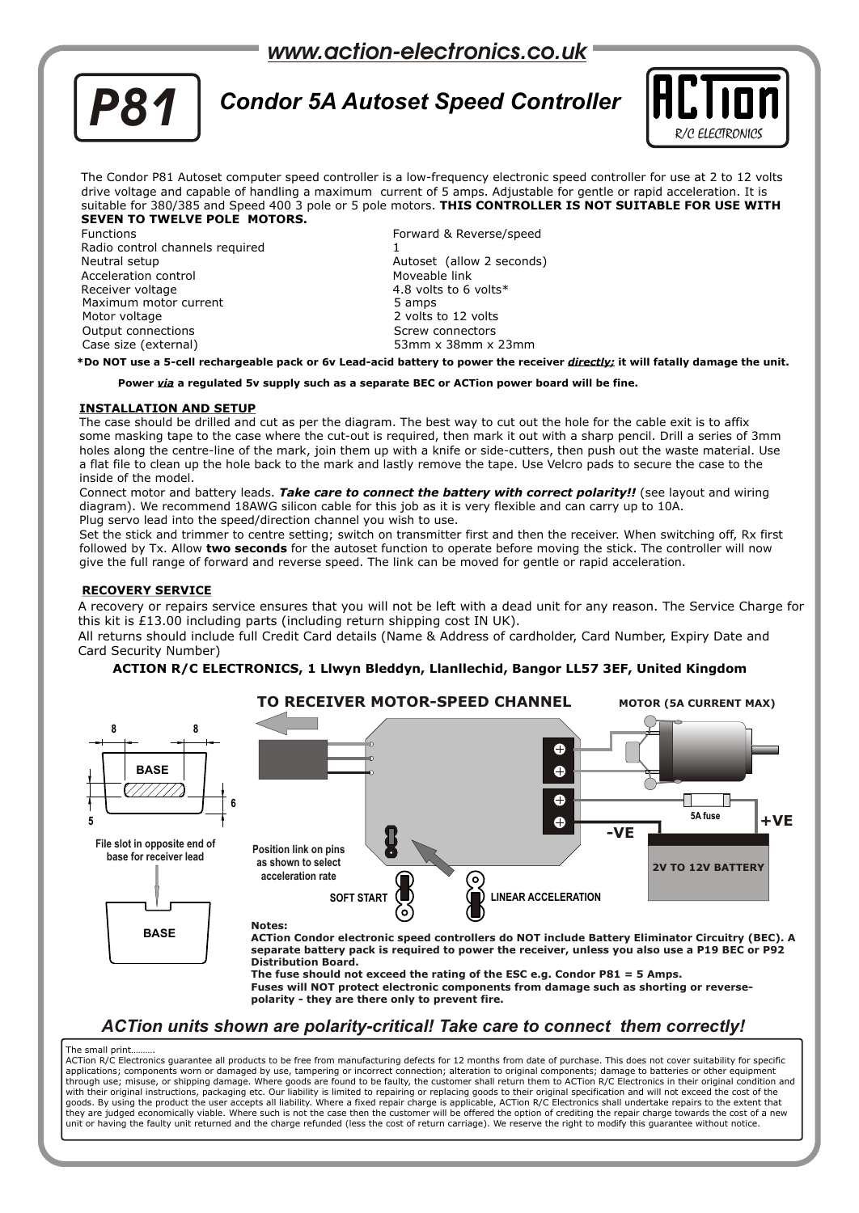www.action-electronics.co.uk

# P81

## Condor 5A Autoset Speed Controller

ACTion R/C ELECTRONICS

The Condor P81 Autoset computer speed controller is a low-frequency electronic speed controller for use at 2 to 12 volts drive voltage and capable of handling a maximum current of 5 amps. Adjustable for gentle or rapid acceleration. It is suitable for 380/385 and Speed 400 3 pole or 5 pole motors. **THIS CONTROLLER IS NOT SUITABLE FOR USE WITH SEVEN TO TWELVE POLE MOTORS.**

| | |
|---|---|
| Functions | Forward & Reverse/speed |
| Radio control channels required | 1 |
| Neutral setup | Autoset (allow 2 seconds) |
| Acceleration control | Moveable link |
| Receiver voltage | 4.8 volts to 6 volts* |
| Maximum motor current | 5 amps |
| Motor voltage | 2 volts to 12 volts |
| Output connections | Screw connectors |
| Case size (external) | 53mm x 38mm x 23mm |

***Do NOT use a 5-cell rechargeable pack or 6v Lead-acid battery to power the receiver *directly:* it will fatally damage the unit.**

**Power *via* a regulated 5v supply such as a separate BEC or ACTion power board will be fine.**

### INSTALLATION AND SETUP

The case should be drilled and cut as per the diagram. The best way to cut out the hole for the cable exit is to affix some masking tape to the case where the cut-out is required, then mark it out with a sharp pencil. Drill a series of 3mm holes along the centre-line of the mark, join them up with a knife or side-cutters, then push out the waste material. Use a flat file to clean up the hole back to the mark and lastly remove the tape. Use Velcro pads to secure the case to the inside of the model.

Connect motor and battery leads. ***Take care to connect the battery with correct polarity!!*** (see layout and wiring diagram). We recommend 18AWG silicon cable for this job as it is very flexible and can carry up to 10A.

Plug servo lead into the speed/direction channel you wish to use.

Set the stick and trimmer to centre setting; switch on transmitter first and then the receiver. When switching off, Rx first followed by Tx. Allow **two seconds** for the autoset function to operate before moving the stick. The controller will now give the full range of forward and reverse speed. The link can be moved for gentle or rapid acceleration.

### RECOVERY SERVICE

A recovery or repairs service ensures that you will not be left with a dead unit for any reason. The Service Charge for this kit is £13.00 including parts (including return shipping cost IN UK).

All returns should include full Credit Card details (Name & Address of cardholder, Card Number, Expiry Date and Card Security Number)

**ACTION R/C ELECTRONICS, 1 Llwyn Bleddyn, Llanllechid, Bangor LL57 3EF, United Kingdom**

**TO RECEIVER MOTOR-SPEED CHANNEL**

**MOTOR (5A CURRENT MAX)**

8 8 BASE 6 5

**File slot in opposite end of base for receiver lead**

BASE

**Position link on pins as shown to select acceleration rate**

**SOFT START** **LINEAR ACCELERATION**

**5A fuse** **-VE** **+VE** **2V TO 12V BATTERY**

**Notes:**
**ACTion Condor electronic speed controllers do NOT include Battery Eliminator Circuitry (BEC). A separate battery pack is required to power the receiver, unless you also use a P19 BEC or P92 Distribution Board.**
**The fuse should not exceed the rating of the ESC e.g. Condor P81 = 5 Amps.**
**Fuses will NOT protect electronic components from damage such as shorting or reverse-polarity - they are there only to prevent fire.**

***ACTion units shown are polarity-critical! Take care to connect them correctly!***

The small print……..
ACTion R/C Electronics guarantee all products to be free from manufacturing defects for 12 months from date of purchase. This does not cover suitability for specific applications; components worn or damaged by use, tampering or incorrect connection; alteration to original components; damage to batteries or other equipment through use; misuse, or shipping damage. Where goods are found to be faulty, the customer shall return them to ACTion R/C Electronics in their original condition and with their original instructions, packaging etc. Our liability is limited to repairing or replacing goods to their original specification and will not exceed the cost of the goods. By using the product the user accepts all liability. Where a fixed repair charge is applicable, ACTion R/C Electronics shall undertake repairs to the extent that they are judged economically viable. Where such is not the case then the customer will be offered the option of crediting the repair charge towards the cost of a new unit or having the faulty unit returned and the charge refunded (less the cost of return carriage). We reserve the right to modify this guarantee without notice.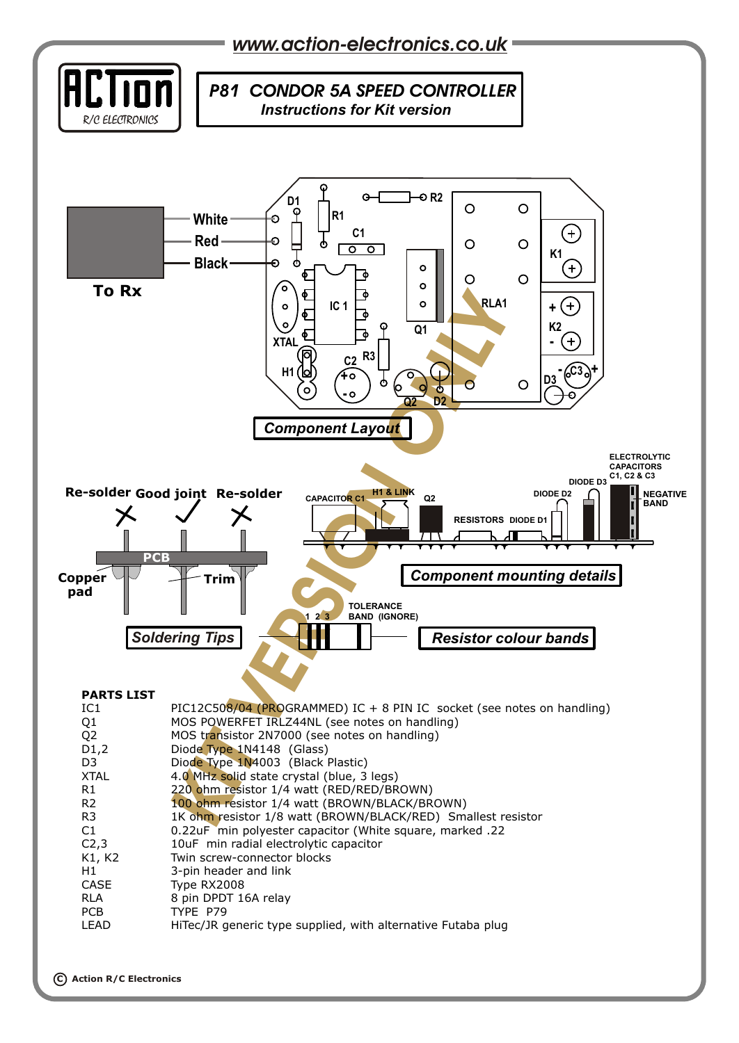www.action-electronics.co.uk

ACTion R/C ELECTRONICS

# P81 CONDOR 5A SPEED CONTROLLER
### Instructions for Kit version

To Rx: White, Red, Black

**Component Layout**

Re-solder · Good joint · Re-solder

PCB · Copper pad · Trim

**Soldering Tips**

CAPACITOR C1 · H1 & LINK · Q2 · RESISTORS · DIODE D1 · DIODE D2 · DIODE D3 · ELECTROLYTIC CAPACITORS C1, C2 & C3 · NEGATIVE BAND

**Component mounting details**

1 2 3 · TOLERANCE BAND (IGNORE)

**Resistor colour bands**

KIT VERSION ONLY

**PARTS LIST**

| | |
|---|---|
| IC1 | PIC12C508/04 (PROGRAMMED) IC + 8 PIN IC socket (see notes on handling) |
| Q1 | MOS POWERFET IRLZ44NL (see notes on handling) |
| Q2 | MOS transistor 2N7000 (see notes on handling) |
| D1,2 | Diode Type 1N4148 (Glass) |
| D3 | Diode Type 1N4003 (Black Plastic) |
| XTAL | 4.0 MHz solid state crystal (blue, 3 legs) |
| R1 | 220 ohm resistor 1/4 watt (RED/RED/BROWN) |
| R2 | 100 ohm resistor 1/4 watt (BROWN/BLACK/BROWN) |
| R3 | 1K ohm resistor 1/8 watt (BROWN/BLACK/RED) Smallest resistor |
| C1 | 0.22uF min polyester capacitor (White square, marked .22 |
| C2,3 | 10uF min radial electrolytic capacitor |
| K1, K2 | Twin screw-connector blocks |
| H1 | 3-pin header and link |
| CASE | Type RX2008 |
| RLA | 8 pin DPDT 16A relay |
| PCB | TYPE P79 |
| LEAD | HiTec/JR generic type supplied, with alternative Futaba plug |

© Action R/C Electronics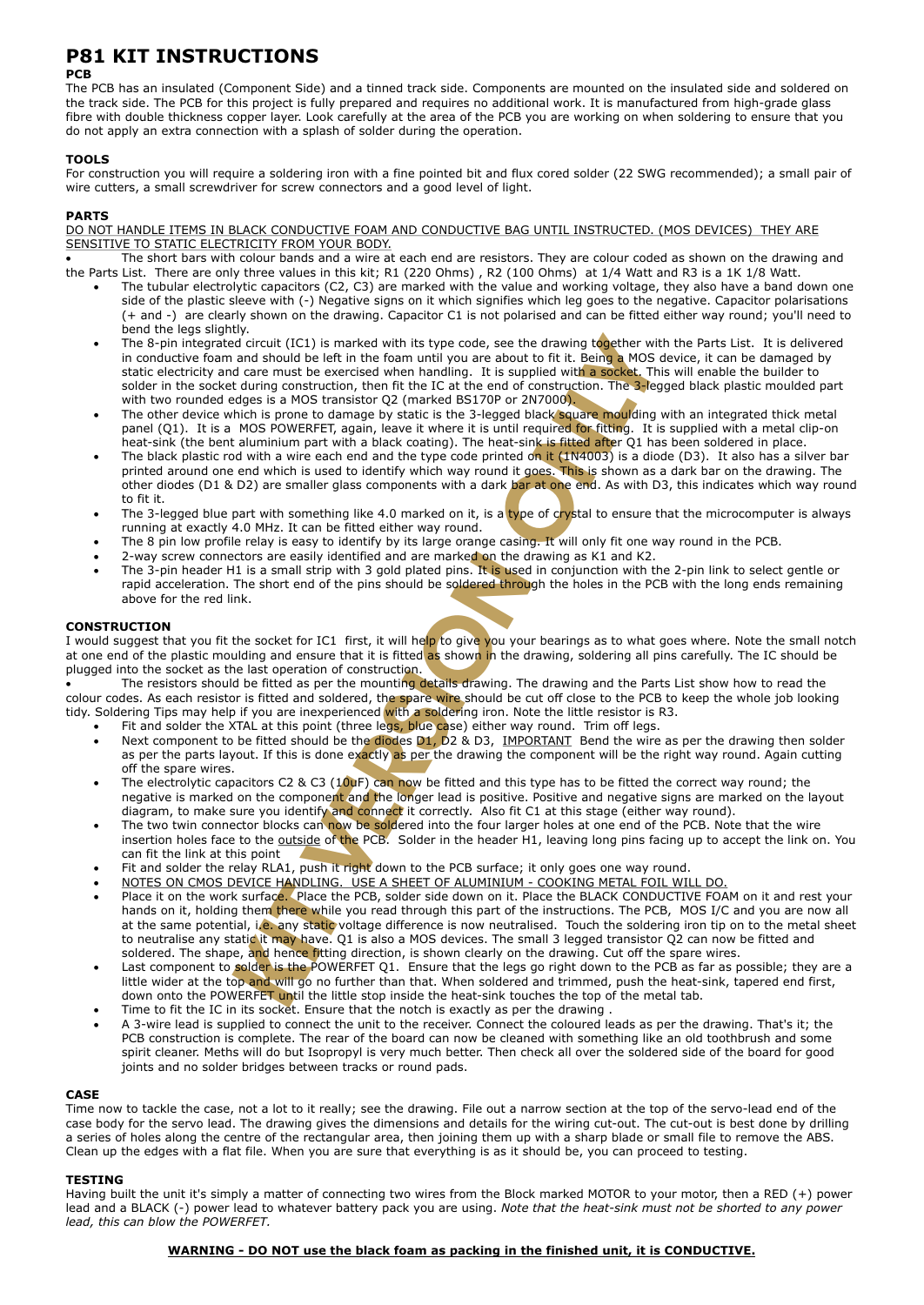# P81 KIT INSTRUCTIONS

### PCB

The PCB has an insulated (Component Side) and a tinned track side. Components are mounted on the insulated side and soldered on the track side. The PCB for this project is fully prepared and requires no additional work. It is manufactured from high-grade glass fibre with double thickness copper layer. Look carefully at the area of the PCB you are working on when soldering to ensure that you do not apply an extra connection with a splash of solder during the operation.

### TOOLS

For construction you will require a soldering iron with a fine pointed bit and flux cored solder (22 SWG recommended); a small pair of wire cutters, a small screwdriver for screw connectors and a good level of light.

### PARTS

DO NOT HANDLE ITEMS IN BLACK CONDUCTIVE FOAM AND CONDUCTIVE BAG UNTIL INSTRUCTED. (MOS DEVICES) THEY ARE SENSITIVE TO STATIC ELECTRICITY FROM YOUR BODY.

- The short bars with colour bands and a wire at each end are resistors. They are colour coded as shown on the drawing and the Parts List. There are only three values in this kit; R1 (220 Ohms) , R2 (100 Ohms) at 1/4 Watt and R3 is a 1K 1/8 Watt.
- The tubular electrolytic capacitors (C2, C3) are marked with the value and working voltage, they also have a band down one side of the plastic sleeve with (-) Negative signs on it which signifies which leg goes to the negative. Capacitor polarisations (+ and -) are clearly shown on the drawing. Capacitor C1 is not polarised and can be fitted either way round; you'll need to bend the legs slightly.
- The 8-pin integrated circuit (IC1) is marked with its type code, see the drawing together with the Parts List. It is delivered in conductive foam and should be left in the foam until you are about to fit it. Being a MOS device, it can be damaged by static electricity and care must be exercised when handling. It is supplied with a socket. This will enable the builder to solder in the socket during construction, then fit the IC at the end of construction. The 3-legged black plastic moulded part with two rounded edges is a MOS transistor Q2 (marked BS170P or 2N7000).
- The other device which is prone to damage by static is the 3-legged black square moulding with an integrated thick metal panel (Q1). It is a MOS POWERFET, again, leave it where it is until required for fitting. It is supplied with a metal clip-on heat-sink (the bent aluminium part with a black coating). The heat-sink is fitted after Q1 has been soldered in place.
- The black plastic rod with a wire each end and the type code printed on it (1N4003) is a diode (D3). It also has a silver bar printed around one end which is used to identify which way round it goes. This is shown as a dark bar on the drawing. The other diodes (D1 & D2) are smaller glass components with a dark bar at one end. As with D3, this indicates which way round to fit it.
- The 3-legged blue part with something like 4.0 marked on it, is a type of crystal to ensure that the microcomputer is always running at exactly 4.0 MHz. It can be fitted either way round.
- The 8 pin low profile relay is easy to identify by its large orange casing. It will only fit one way round in the PCB.
- 2-way screw connectors are easily identified and are marked on the drawing as K1 and K2.
- The 3-pin header H1 is a small strip with 3 gold plated pins. It is used in conjunction with the 2-pin link to select gentle or rapid acceleration. The short end of the pins should be soldered through the holes in the PCB with the long ends remaining above for the red link.

### CONSTRUCTION

I would suggest that you fit the socket for IC1 first, it will help to give you your bearings as to what goes where. Note the small notch at one end of the plastic moulding and ensure that it is fitted as shown in the drawing, soldering all pins carefully. The IC should be plugged into the socket as the last operation of construction.

- The resistors should be fitted as per the mounting details drawing. The drawing and the Parts List show how to read the colour codes. As each resistor is fitted and soldered, the spare wire should be cut off close to the PCB to keep the whole job looking tidy. Soldering Tips may help if you are inexperienced with a soldering iron. Note the little resistor is R3.
- Fit and solder the XTAL at this point (three legs, blue case) either way round. Trim off legs.
- Next component to be fitted should be the diodes D1, D2 & D3, IMPORTANT Bend the wire as per the drawing then solder as per the parts layout. If this is done exactly as per the drawing the component will be the right way round. Again cutting off the spare wires.
- The electrolytic capacitors C2 & C3 (10uF) can now be fitted and this type has to be fitted the correct way round; the negative is marked on the component and the longer lead is positive. Positive and negative signs are marked on the layout diagram, to make sure you identify and connect it correctly. Also fit C1 at this stage (either way round).
- The two twin connector blocks can now be soldered into the four larger holes at one end of the PCB. Note that the wire insertion holes face to the outside of the PCB. Solder in the header H1, leaving long pins facing up to accept the link on. You can fit the link at this point
- Fit and solder the relay RLA1, push it right down to the PCB surface; it only goes one way round.
- NOTES ON CMOS DEVICE HANDLING. USE A SHEET OF ALUMINIUM - COOKING METAL FOIL WILL DO.
- Place it on the work surface. Place the PCB, solder side down on it. Place the BLACK CONDUCTIVE FOAM on it and rest your hands on it, holding them there while you read through this part of the instructions. The PCB, MOS I/C and you are now all at the same potential, i.e. any static voltage difference is now neutralised. Touch the soldering iron tip on to the metal sheet to neutralise any static it may have. Q1 is also a MOS devices. The small 3 legged transistor Q2 can now be fitted and soldered. The shape, and hence fitting direction, is shown clearly on the drawing. Cut off the spare wires.
- Last component to solder is the POWERFET Q1. Ensure that the legs go right down to the PCB as far as possible; they are a little wider at the top and will go no further than that. When soldered and trimmed, push the heat-sink, tapered end first, down onto the POWERFET until the little stop inside the heat-sink touches the top of the metal tab.
- Time to fit the IC in its socket. Ensure that the notch is exactly as per the drawing .
- A 3-wire lead is supplied to connect the unit to the receiver. Connect the coloured leads as per the drawing. That's it; the PCB construction is complete. The rear of the board can now be cleaned with something like an old toothbrush and some spirit cleaner. Meths will do but Isopropyl is very much better. Then check all over the soldered side of the board for good joints and no solder bridges between tracks or round pads.

### CASE

Time now to tackle the case, not a lot to it really; see the drawing. File out a narrow section at the top of the servo-lead end of the case body for the servo lead. The drawing gives the dimensions and details for the wiring cut-out. The cut-out is best done by drilling a series of holes along the centre of the rectangular area, then joining them up with a sharp blade or small file to remove the ABS. Clean up the edges with a flat file. When you are sure that everything is as it should be, you can proceed to testing.

### TESTING

Having built the unit it's simply a matter of connecting two wires from the Block marked MOTOR to your motor, then a RED (+) power lead and a BLACK (-) power lead to whatever battery pack you are using. *Note that the heat-sink must not be shorted to any power lead, this can blow the POWERFET.*

**WARNING - DO NOT use the black foam as packing in the finished unit, it is CONDUCTIVE.**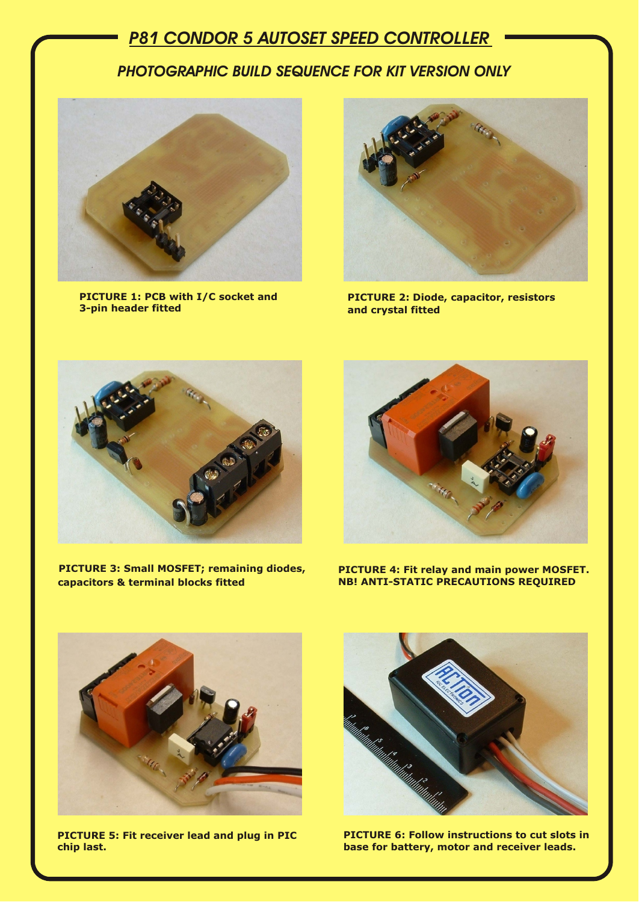# P81 CONDOR 5 AUTOSET SPEED CONTROLLER

## PHOTOGRAPHIC BUILD SEQUENCE FOR KIT VERSION ONLY

**PICTURE 1: PCB with I/C socket and 3-pin header fitted**

**PICTURE 2: Diode, capacitor, resistors and crystal fitted**

**PICTURE 3: Small MOSFET; remaining diodes, capacitors & terminal blocks fitted**

**PICTURE 4: Fit relay and main power MOSFET. NB! ANTI-STATIC PRECAUTIONS REQUIRED**

**PICTURE 5: Fit receiver lead and plug in PIC chip last.**

**PICTURE 6: Follow instructions to cut slots in base for battery, motor and receiver leads.**